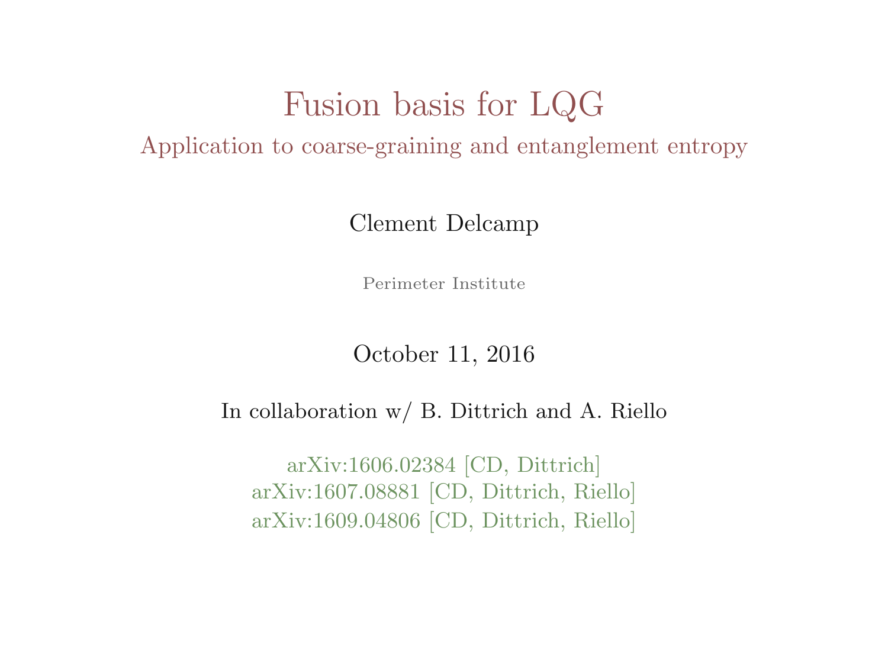# Fusion basis for LQG

## Application to coarse-graining and entanglement entropy

Clement Delcamp

Perimeter Institute

October 11, 2016

In collaboration w/ B. Dittrich and A. Riello

arXiv:1606.02384 [CD, Dittrich]
arXiv:1607.08881 [CD, Dittrich, Riello]
arXiv:1609.04806 [CD, Dittrich, Riello]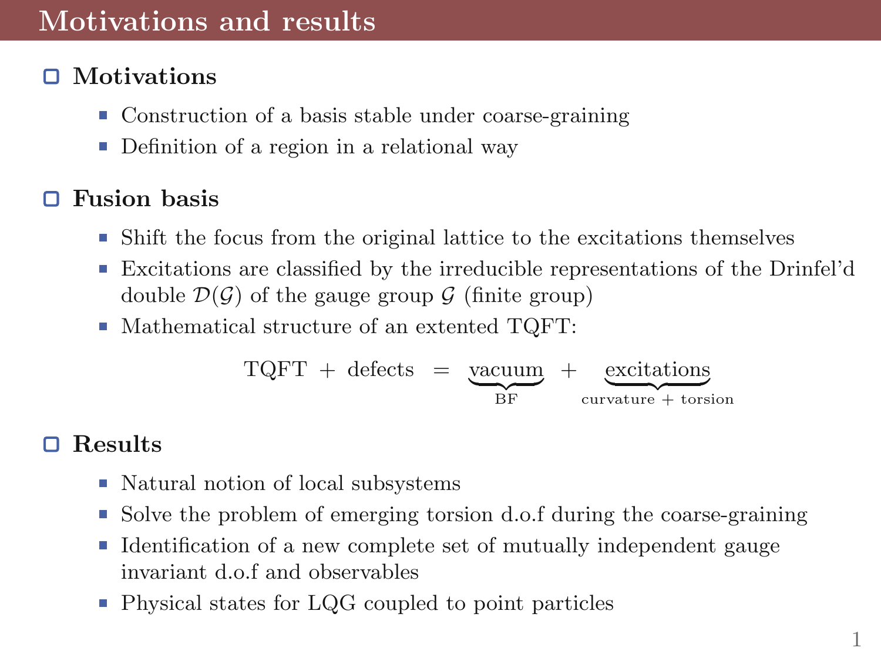# Motivations and results

## Motivations

- Construction of a basis stable under coarse-graining
- Definition of a region in a relational way

## Fusion basis

- Shift the focus from the original lattice to the excitations themselves
- Excitations are classified by the irreducible representations of the Drinfel'd double $\mathcal{D}(\mathcal{G})$ of the gauge group $\mathcal{G}$ (finite group)
- Mathematical structure of an extented TQFT:

$$\text{TQFT} + \text{defects} = \underbrace{\text{vacuum}}_{\text{BF}} + \underbrace{\text{excitations}}_{\text{curvature + torsion}}$$

## Results

- Natural notion of local subsystems
- Solve the problem of emerging torsion d.o.f during the coarse-graining
- Identification of a new complete set of mutually independent gauge invariant d.o.f and observables
- Physical states for LQG coupled to point particles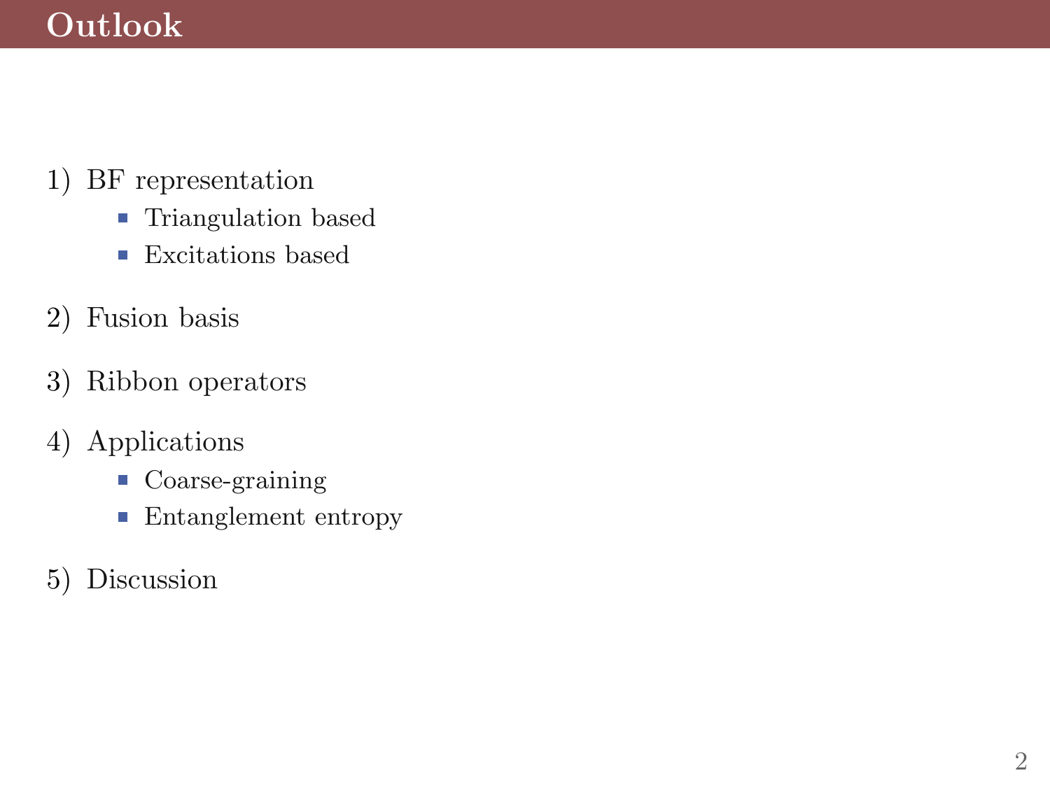# Outlook

1) BF representation
   - Triangulation based
   - Excitations based

2) Fusion basis

3) Ribbon operators

4) Applications
   - Coarse-graining
   - Entanglement entropy

5) Discussion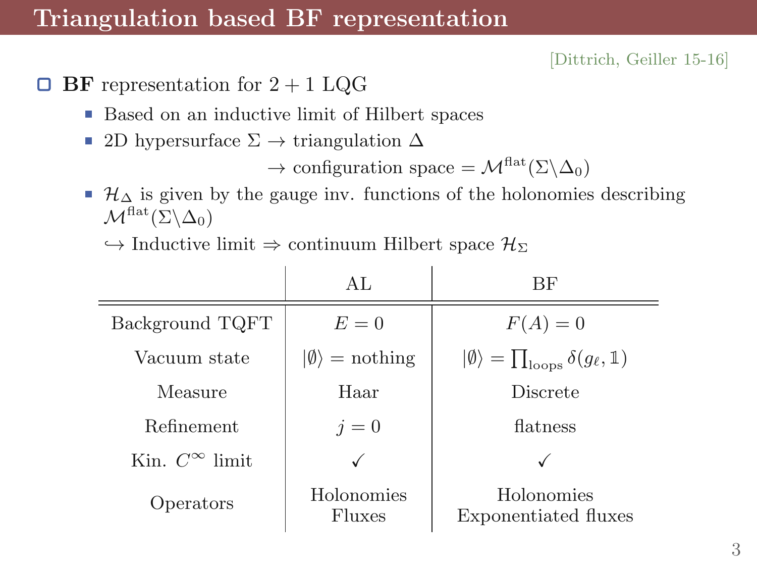# Triangulation based BF representation

[Dittrich, Geiller 15-16]

- **BF** representation for $2+1$ LQG
  - Based on an inductive limit of Hilbert spaces
  - 2D hypersurface $\Sigma \rightarrow$ triangulation $\Delta$
    
    $\rightarrow$ configuration space $= \mathcal{M}^{\text{flat}}(\Sigma \backslash \Delta_0)$
  - $\mathcal{H}_\Delta$ is given by the gauge inv. functions of the holonomies describing $\mathcal{M}^{\text{flat}}(\Sigma \backslash \Delta_0)$
    
    $\hookrightarrow$ Inductive limit $\Rightarrow$ continuum Hilbert space $\mathcal{H}_\Sigma$

| | AL | BF |
|---|---|---|
| Background TQFT | $E=0$ | $F(A)=0$ |
| Vacuum state | $\lvert\emptyset\rangle =$ nothing | $\lvert\emptyset\rangle = \prod_{\text{loops}} \delta(g_\ell, \mathbb{1})$ |
| Measure | Haar | Discrete |
| Refinement | $j=0$ | flatness |
| Kin. $C^\infty$ limit | ✓ | ✓ |
| Operators | Holonomies<br>Fluxes | Holonomies<br>Exponentiated fluxes |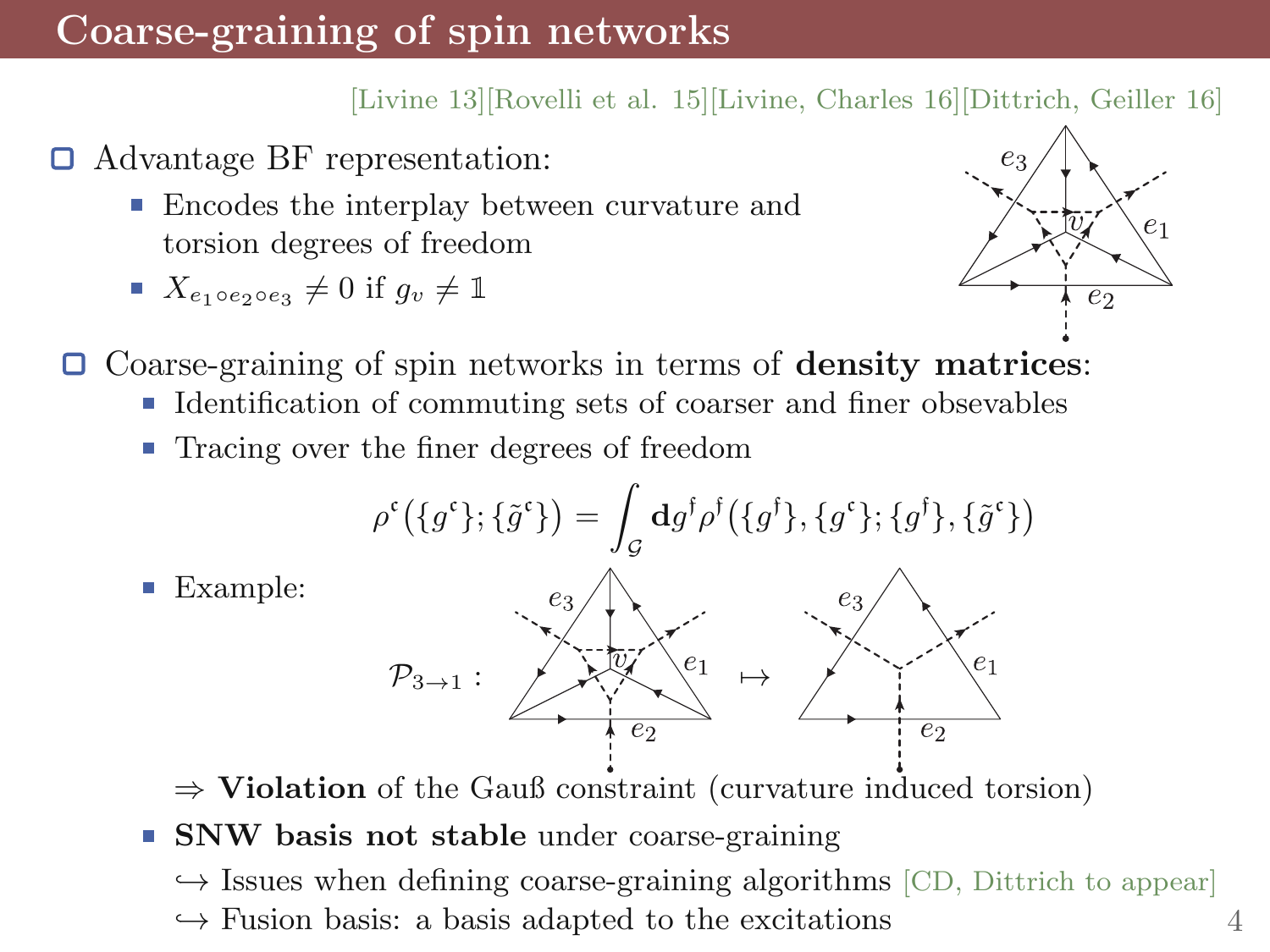# Coarse-graining of spin networks

[Livine 13][Rovelli et al. 15][Livine, Charles 16][Dittrich, Geiller 16]

- Advantage BF representation:
  - Encodes the interplay between curvature and torsion degrees of freedom
  - $X_{e_1 \circ e_2 \circ e_3} \neq 0$ if $g_v \neq \mathbb{1}$

- Coarse-graining of spin networks in terms of **density matrices**:
  - Identification of commuting sets of coarser and finer obsevables
  - Tracing over the finer degrees of freedom

$$\rho^{\mathfrak{c}}\big(\{g^{\mathfrak{c}}\};\{\tilde{g}^{\mathfrak{c}}\}\big) = \int_{\mathcal{G}} \mathbf{d}g^{\mathfrak{f}} \rho^{\mathfrak{f}}\big(\{g^{\mathfrak{f}}\},\{g^{\mathfrak{c}}\};\{g^{\mathfrak{f}}\},\{\tilde{g}^{\mathfrak{c}}\}\big)$$

  - Example:

$\mathcal{P}_{3\to 1}$ : $\mapsto$

$\Rightarrow$ **Violation** of the Gauß constraint (curvature induced torsion)

  - **SNW basis not stable** under coarse-graining

↪ Issues when defining coarse-graining algorithms [CD, Dittrich to appear]

↪ Fusion basis: a basis adapted to the excitations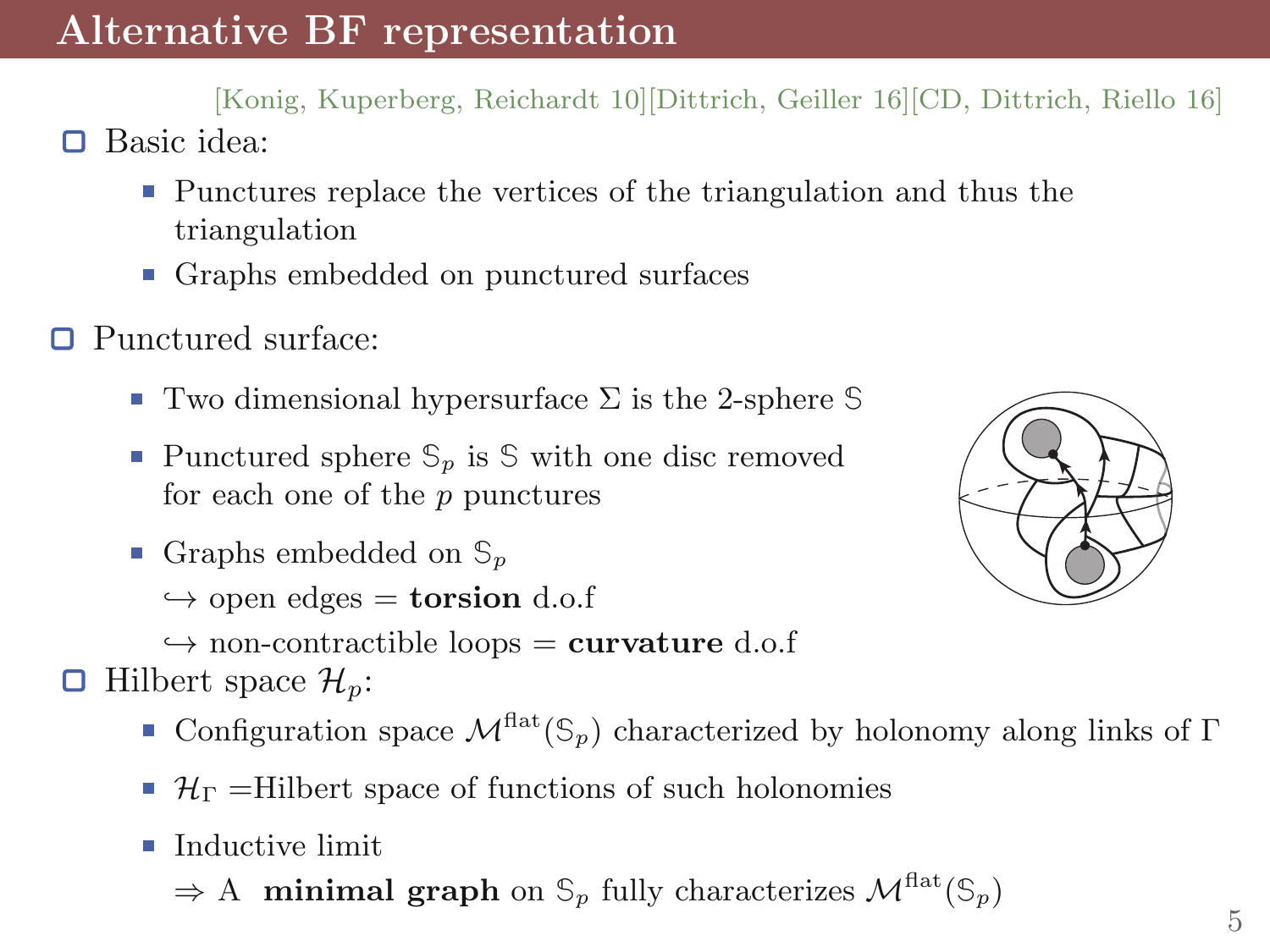# Alternative BF representation

[Konig, Kuperberg, Reichardt 10][Dittrich, Geiller 16][CD, Dittrich, Riello 16]

- Basic idea:
  - Punctures replace the vertices of the triangulation and thus the triangulation
  - Graphs embedded on punctured surfaces

- Punctured surface:
  - Two dimensional hypersurface $\Sigma$ is the 2-sphere $\mathbb{S}$
  - Punctured sphere $\mathbb{S}_p$ is $\mathbb{S}$ with one disc removed for each one of the $p$ punctures
  - Graphs embedded on $\mathbb{S}_p$
    
    $\hookrightarrow$ open edges = **torsion** d.o.f
    
    $\hookrightarrow$ non-contractible loops = **curvature** d.o.f

- Hilbert space $\mathcal{H}_p$:
  - Configuration space $\mathcal{M}^{\text{flat}}(\mathbb{S}_p)$ characterized by holonomy along links of $\Gamma$
  - $\mathcal{H}_\Gamma$ =Hilbert space of functions of such holonomies
  - Inductive limit
    
    $\Rightarrow$ A **minimal graph** on $\mathbb{S}_p$ fully characterizes $\mathcal{M}^{\text{flat}}(\mathbb{S}_p)$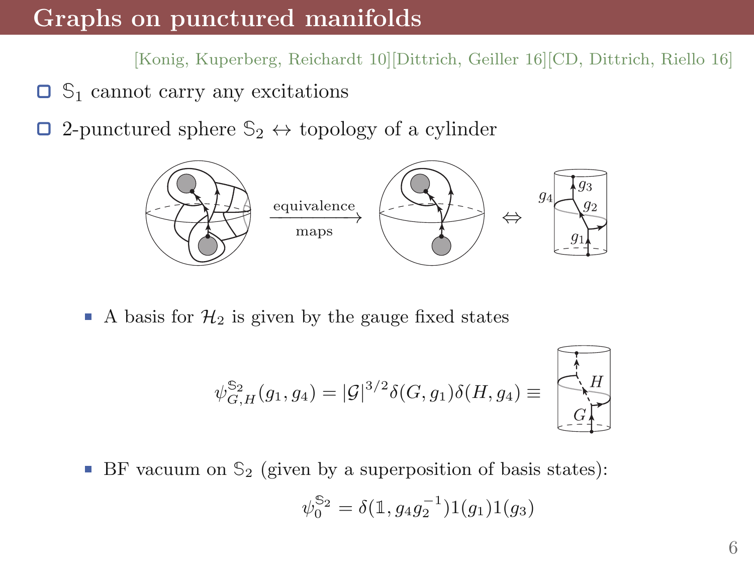# Graphs on punctured manifolds

[Konig, Kuperberg, Reichardt 10][Dittrich, Geiller 16][CD, Dittrich, Riello 16]

- $\mathbb{S}_1$ cannot carry any excitations
- 2-punctured sphere $\mathbb{S}_2 \leftrightarrow$ topology of a cylinder

equivalence maps $\Leftrightarrow$

- A basis for $\mathcal{H}_2$ is given by the gauge fixed states

$$\psi^{\mathbb{S}_2}_{G,H}(g_1, g_4) = |\mathcal{G}|^{3/2} \delta(G, g_1)\delta(H, g_4) \equiv$$

- BF vacuum on $\mathbb{S}_2$ (given by a superposition of basis states):

$$\psi^{\mathbb{S}_2}_0 = \delta(\mathbb{1}, g_4 g_2^{-1}) 1(g_1) 1(g_3)$$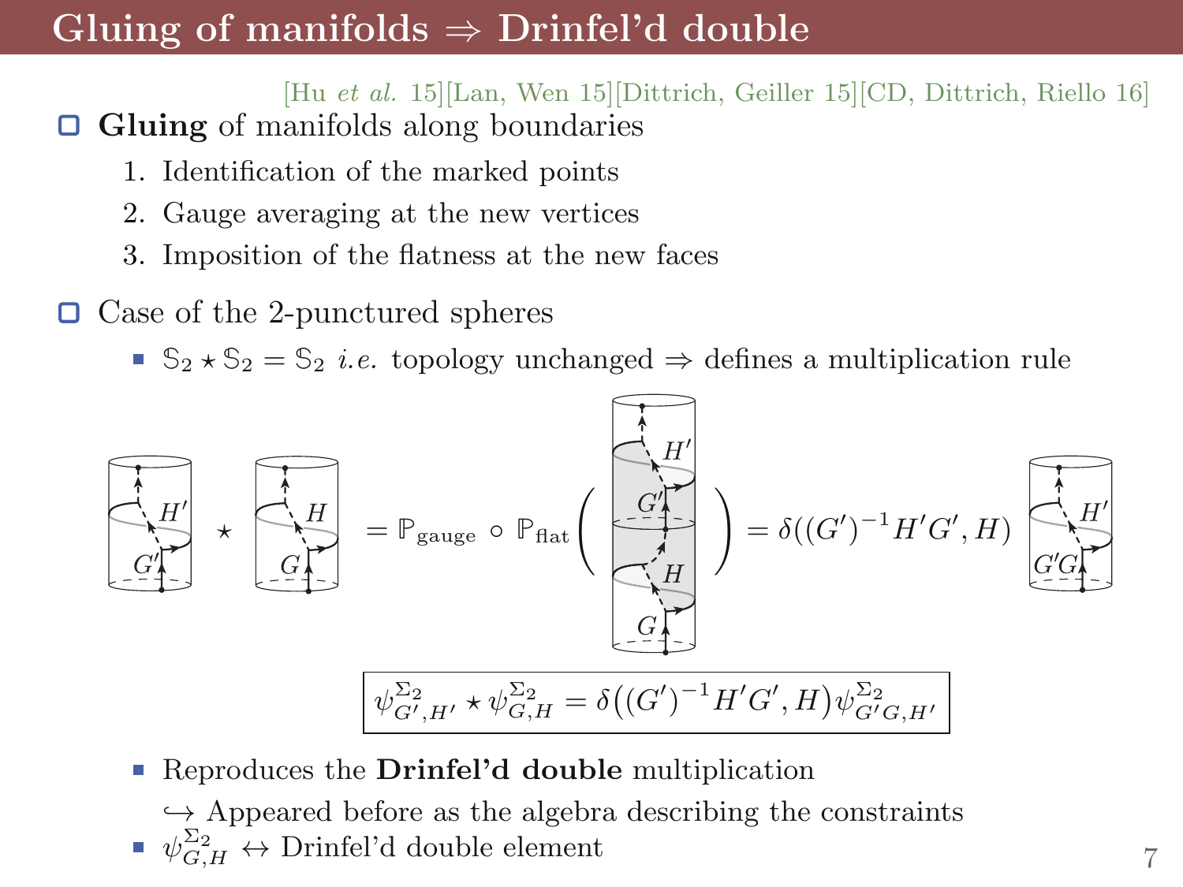# Gluing of manifolds ⇒ Drinfel'd double

[Hu *et al.* 15][Lan, Wen 15][Dittrich, Geiller 15][CD, Dittrich, Riello 16]

- **Gluing** of manifolds along boundaries
  1. Identification of the marked points
  2. Gauge averaging at the new vertices
  3. Imposition of the flatness at the new faces

- Case of the 2-punctured spheres
  - $\mathbb{S}_2 \star \mathbb{S}_2 = \mathbb{S}_2$ *i.e.* topology unchanged ⇒ defines a multiplication rule

$$\star \quad = \mathbb{P}_{\text{gauge}} \circ \mathbb{P}_{\text{flat}} \Big( \quad \Big) = \delta((G')^{-1}H'G', H)$$

$$\psi^{\Sigma_2}_{G',H'} \star \psi^{\Sigma_2}_{G,H} = \delta\big((G')^{-1}H'G', H\big)\psi^{\Sigma_2}_{G'G,H'}$$

  - Reproduces the **Drinfel'd double** multiplication
    ↪ Appeared before as the algebra describing the constraints
  - $\psi^{\Sigma_2}_{G,H} \leftrightarrow$ Drinfel'd double element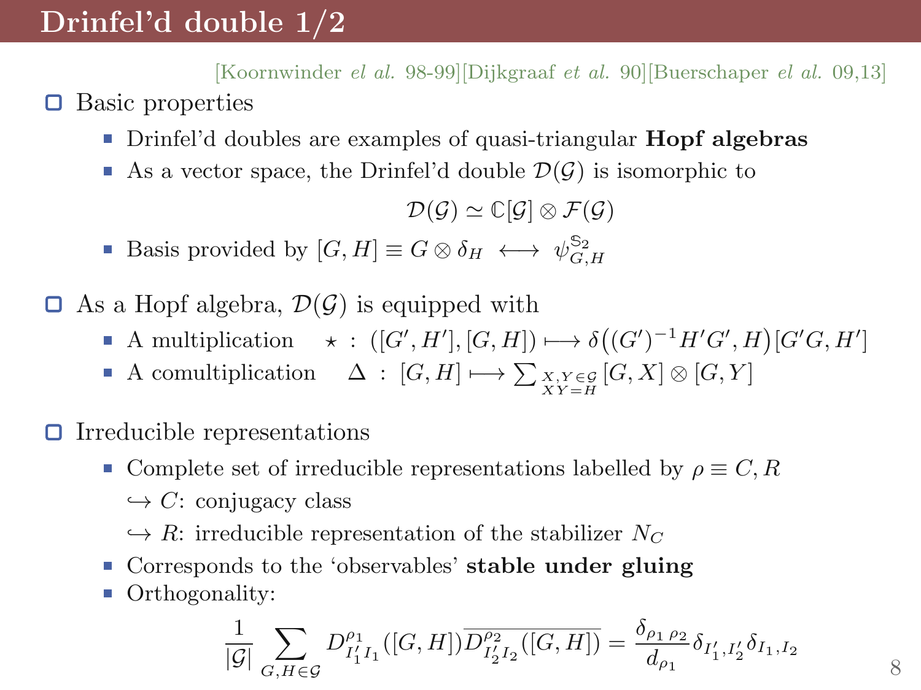# Drinfel'd double 1/2

[Koornwinder *el al.* 98-99][Dijkgraaf *et al.* 90][Buerschaper *el al.* 09,13]

- Basic properties
  - Drinfel'd doubles are examples of quasi-triangular **Hopf algebras**
  - As a vector space, the Drinfel'd double $\mathcal{D}(\mathcal{G})$ is isomorphic to

$$\mathcal{D}(\mathcal{G}) \simeq \mathbb{C}[\mathcal{G}] \otimes \mathcal{F}(\mathcal{G})$$

  - Basis provided by $[G, H] \equiv G \otimes \delta_H \;\longleftrightarrow\; \psi^{\mathbb{S}_2}_{G,H}$

- As a Hopf algebra, $\mathcal{D}(\mathcal{G})$ is equipped with
  - A multiplication $\quad \star \,:\, ([G', H'], [G, H]) \longmapsto \delta\big((G')^{-1}H'G', H\big)[G'G, H']$
  - A comultiplication $\quad \Delta \,:\, [G, H] \longmapsto \sum_{\substack{X,Y\in\mathcal{G} \\ XY=H}} [G, X] \otimes [G, Y]$

- Irreducible representations
  - Complete set of irreducible representations labelled by $\rho \equiv C, R$
    
    $\hookrightarrow$ $C$: conjugacy class
    
    $\hookrightarrow$ $R$: irreducible representation of the stabilizer $N_C$
  - Corresponds to the 'observables' **stable under gluing**
  - Orthogonality:

$$\frac{1}{|\mathcal{G}|} \sum_{G,H\in\mathcal{G}} D^{\rho_1}_{I'_1 I_1}([G, H]) \overline{D^{\rho_2}_{I'_2 I_2}([G, H])} = \frac{\delta_{\rho_1\,\rho_2}}{d_{\rho_1}} \delta_{I'_1, I'_2} \delta_{I_1, I_2}$$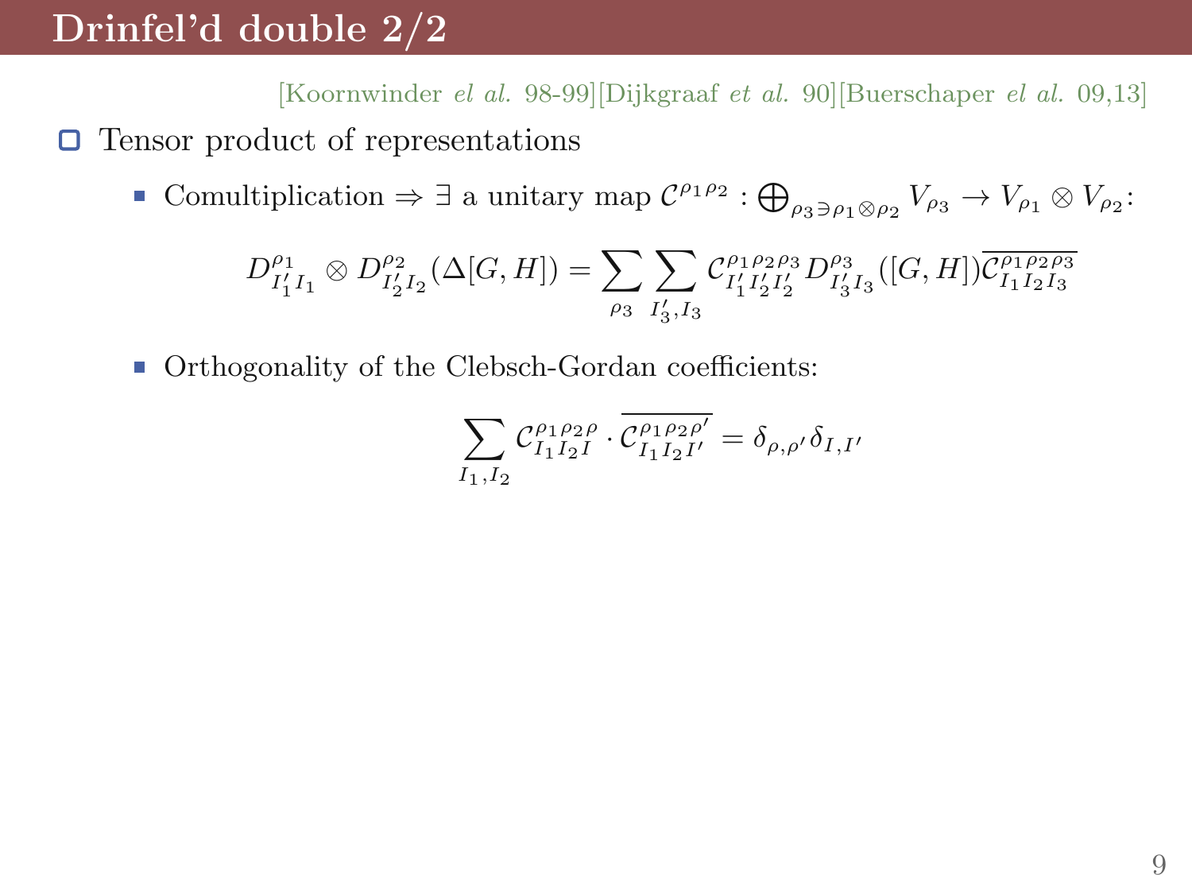# Drinfel'd double 2/2

[Koornwinder *el al.* 98-99][Dijkgraaf *et al.* 90][Buerschaper *el al.* 09,13]

- Tensor product of representations
  - Comultiplication $\Rightarrow \exists$ a unitary map $\mathcal{C}^{\rho_1\rho_2} : \bigoplus_{\rho_3 \ni \rho_1 \otimes \rho_2} V_{\rho_3} \to V_{\rho_1} \otimes V_{\rho_2}$:

$$D^{\rho_1}_{I'_1 I_1} \otimes D^{\rho_2}_{I'_2 I_2}(\Delta[G,H]) = \sum_{\rho_3} \sum_{I'_3, I_3} \mathcal{C}^{\rho_1\rho_2\rho_3}_{I'_1 I'_2 I'_2} D^{\rho_3}_{I'_3 I_3}([G,H]) \overline{\mathcal{C}^{\rho_1\rho_2\rho_3}_{I_1 I_2 I_3}}$$

  - Orthogonality of the Clebsch-Gordan coefficients:

$$\sum_{I_1, I_2} \mathcal{C}^{\rho_1\rho_2\rho}_{I_1 I_2 I} \cdot \overline{\mathcal{C}^{\rho_1\rho_2\rho'}_{I_1 I_2 I'}} = \delta_{\rho,\rho'} \delta_{I,I'}$$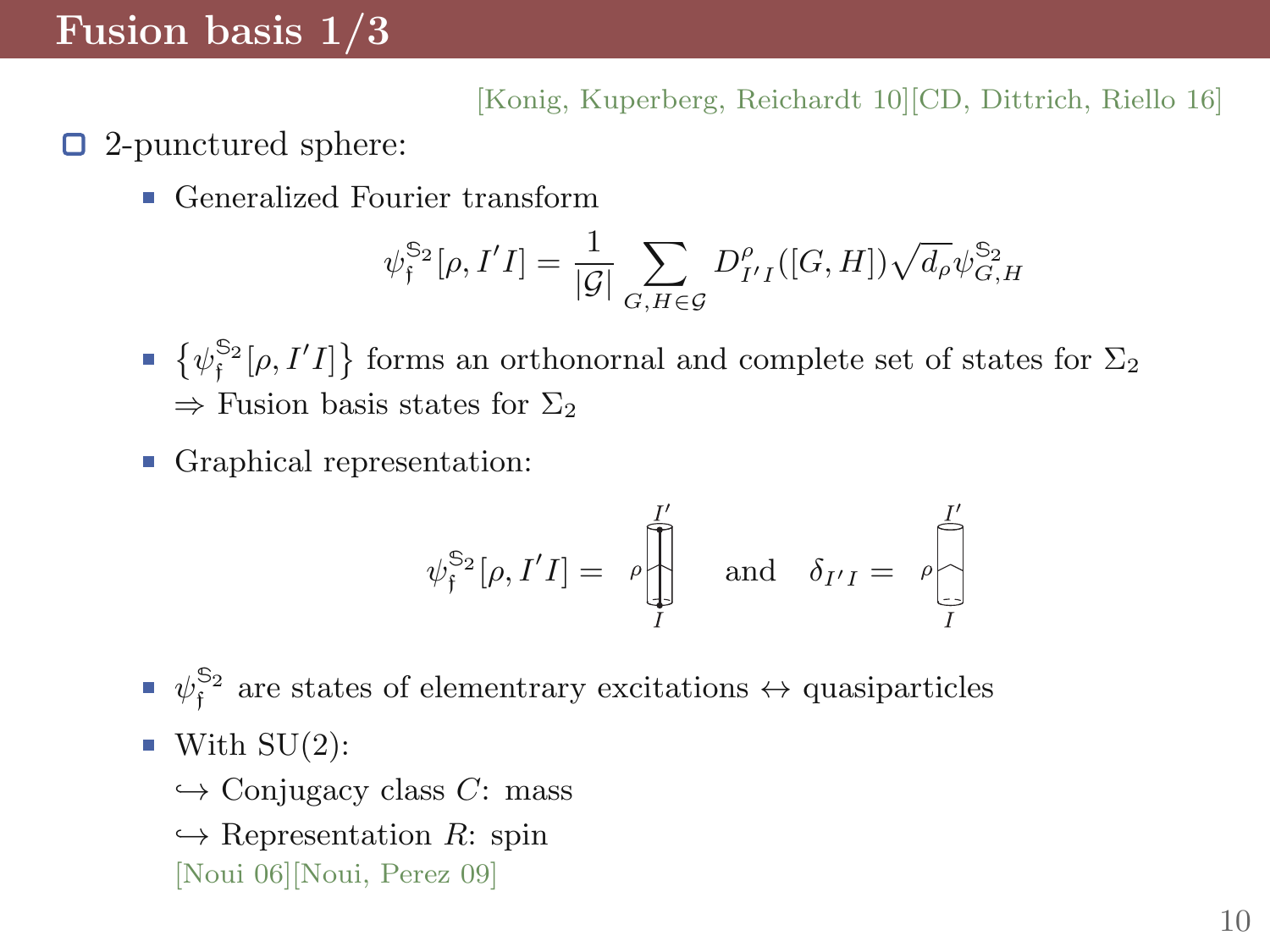# Fusion basis 1/3

[Konig, Kuperberg, Reichardt 10][CD, Dittrich, Riello 16]

- 2-punctured sphere:
  - Generalized Fourier transform

$$\psi_{\mathfrak{f}}^{\mathbb{S}_2}[\rho, I'I] = \frac{1}{|\mathcal{G}|} \sum_{G,H \in \mathcal{G}} D^{\rho}_{I'I}([G,H]) \sqrt{d_\rho} \psi^{\mathbb{S}_2}_{G,H}$$

  - $\{\psi_{\mathfrak{f}}^{\mathbb{S}_2}[\rho, I'I]\}$ forms an orthonornal and complete set of states for $\Sigma_2$
    $\Rightarrow$ Fusion basis states for $\Sigma_2$
  - Graphical representation:

$$\psi_{\mathfrak{f}}^{\mathbb{S}_2}[\rho, I'I] = \quad \text{and} \quad \delta_{I'I} =$$

  - $\psi_{\mathfrak{f}}^{\mathbb{S}_2}$ are states of elementrary excitations $\leftrightarrow$ quasiparticles
  - With SU(2):
    $\hookrightarrow$ Conjugacy class $C$: mass
    $\hookrightarrow$ Representation $R$: spin
    [Noui 06][Noui, Perez 09]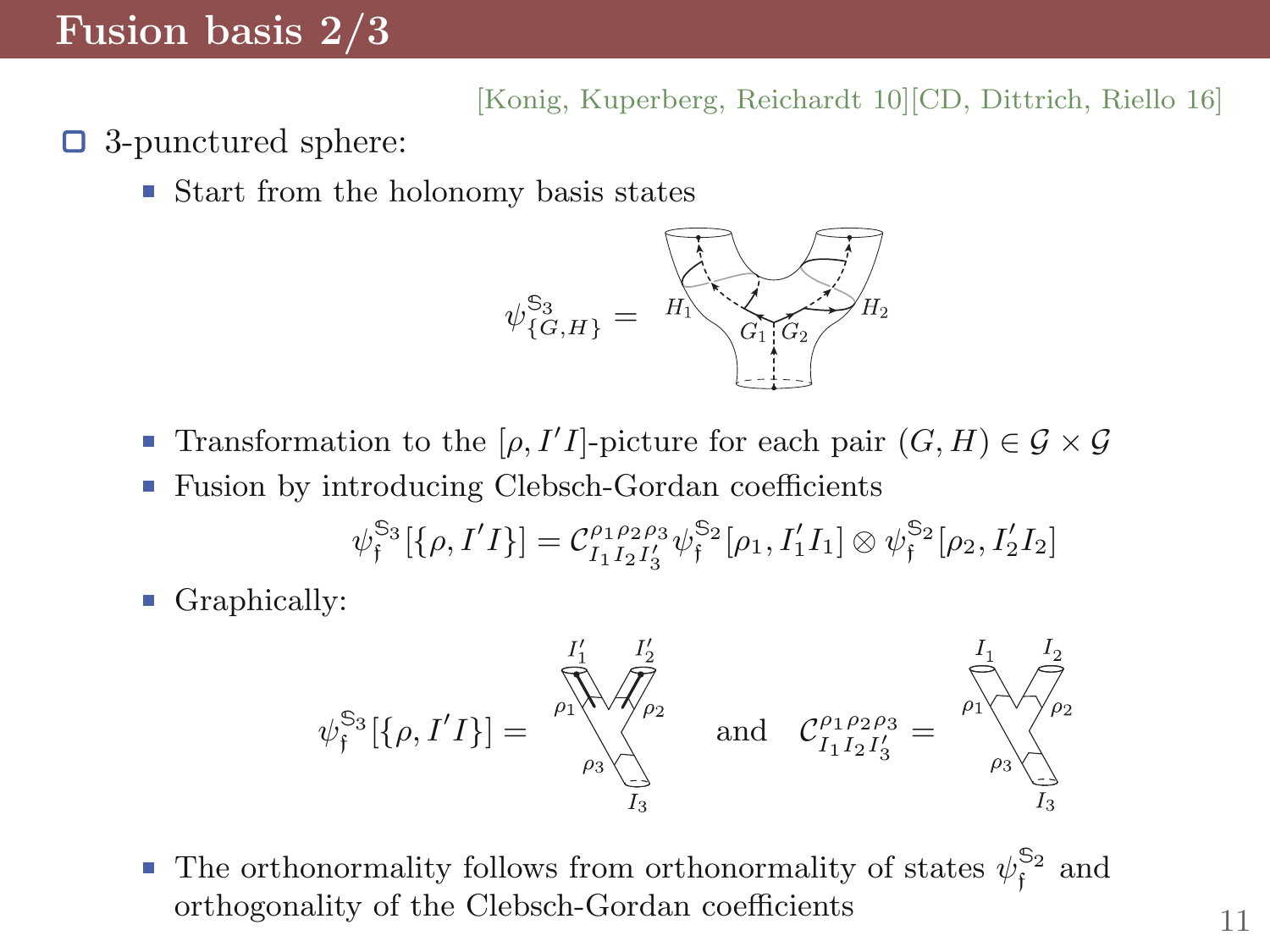# Fusion basis 2/3

[Konig, Kuperberg, Reichardt 10][CD, Dittrich, Riello 16]

- 3-punctured sphere:
  - Start from the holonomy basis states

$$\psi^{\mathbb{S}_3}_{\{G,H\}} =$$

  - Transformation to the $[\rho, I'I]$-picture for each pair $(G,H) \in \mathcal{G} \times \mathcal{G}$
  - Fusion by introducing Clebsch-Gordan coefficients

$$\psi^{\mathbb{S}_3}_{\mathfrak{f}}[\{\rho, I'I\}] = \mathcal{C}^{\rho_1\rho_2\rho_3}_{I_1 I_2 I'_3}\, \psi^{\mathbb{S}_2}_{\mathfrak{f}}[\rho_1, I'_1 I_1] \otimes \psi^{\mathbb{S}_2}_{\mathfrak{f}}[\rho_2, I'_2 I_2]$$

  - Graphically:

$$\psi^{\mathbb{S}_3}_{\mathfrak{f}}[\{\rho, I'I\}] = \qquad \text{and} \qquad \mathcal{C}^{\rho_1\rho_2\rho_3}_{I_1 I_2 I'_3} =$$

  - The orthonormality follows from orthonormality of states $\psi^{\mathbb{S}_2}_{\mathfrak{f}}$ and orthogonality of the Clebsch-Gordan coefficients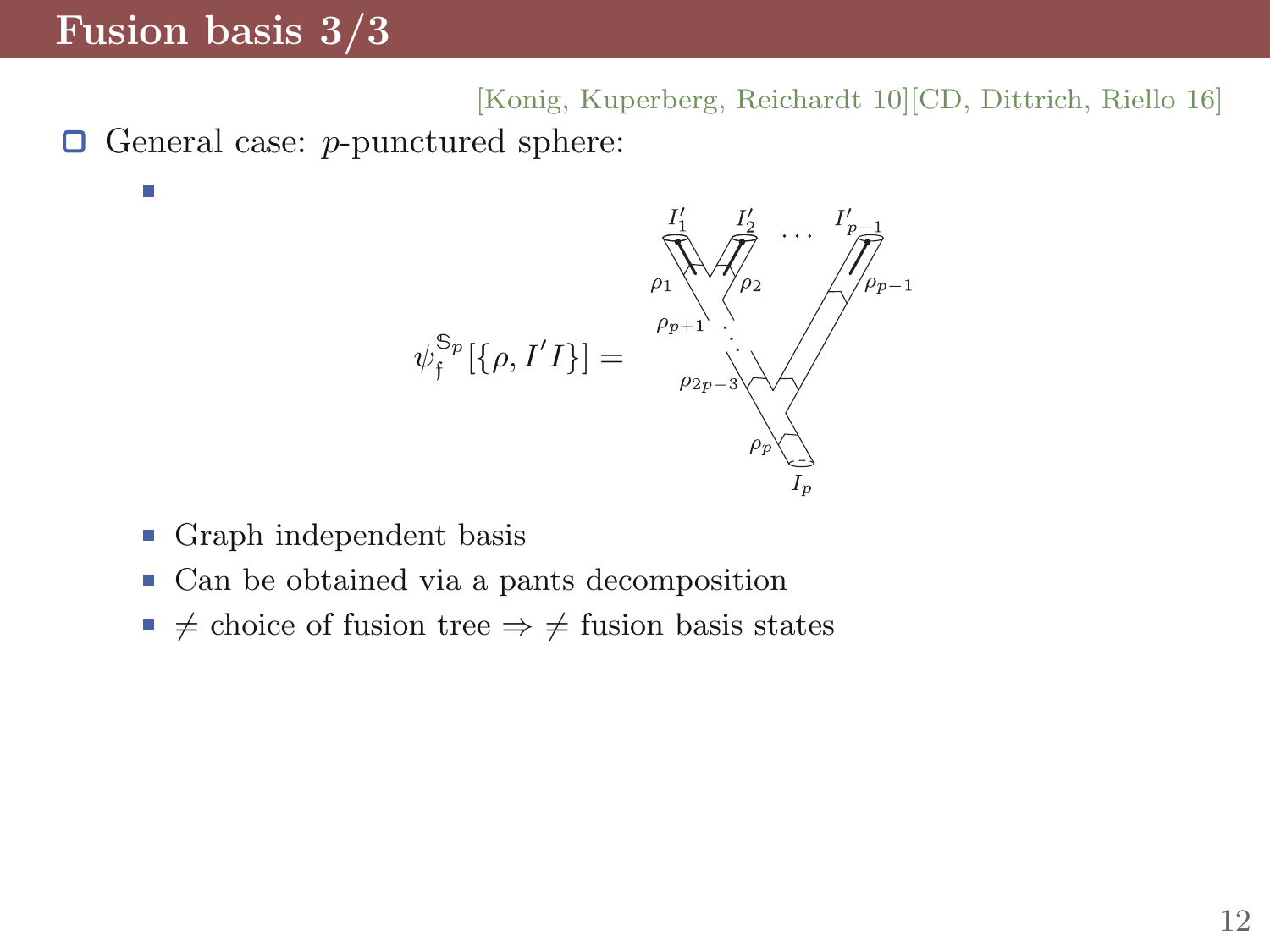# Fusion basis 3/3

[Konig, Kuperberg, Reichardt 10][CD, Dittrich, Riello 16]

- General case: $p$-punctured sphere:
  - $\psi_{\mathfrak{f}}^{\mathbb{S}_p}[\{\rho, I'I\}] =$
  - Graph independent basis
  - Can be obtained via a pants decomposition
  - $\neq$ choice of fusion tree $\Rightarrow$ $\neq$ fusion basis states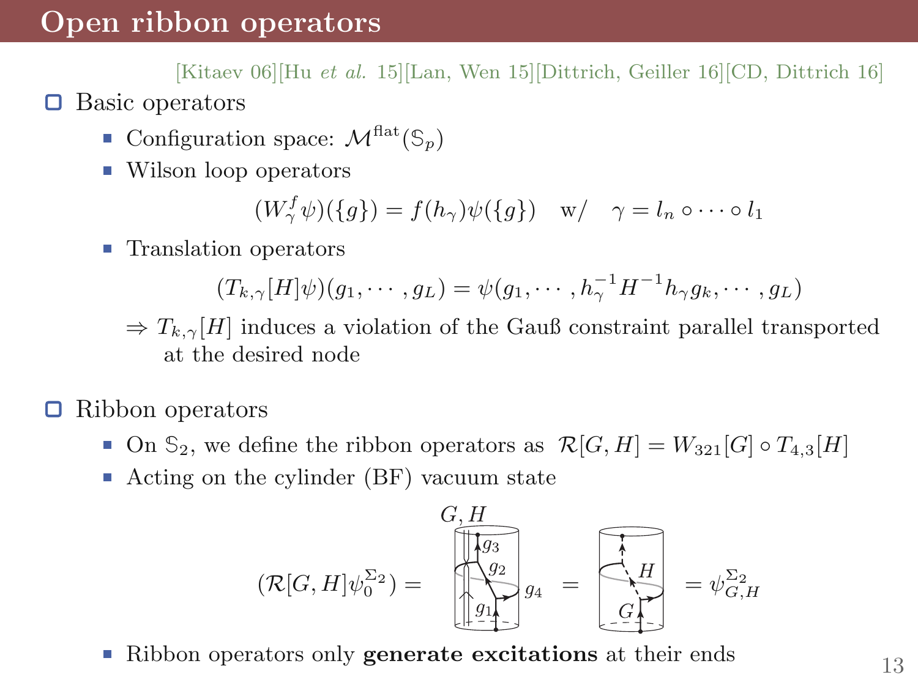# Open ribbon operators

[Kitaev 06][Hu *et al.* 15][Lan, Wen 15][Dittrich, Geiller 16][CD, Dittrich 16]

- Basic operators
  - Configuration space: $\mathcal{M}^{\text{flat}}(\mathbb{S}_p)$
  - Wilson loop operators

$$(W^f_\gamma \psi)(\{g\}) = f(h_\gamma)\psi(\{g\}) \quad \text{w/} \quad \gamma = l_n \circ \cdots \circ l_1$$

  - Translation operators

$$(T_{k,\gamma}[H]\psi)(g_1, \cdots, g_L) = \psi(g_1, \cdots, h_\gamma^{-1} H^{-1} h_\gamma g_k, \cdots, g_L)$$

  $\Rightarrow$ $T_{k,\gamma}[H]$ induces a violation of the Gauß constraint parallel transported at the desired node

- Ribbon operators
  - On $\mathbb{S}_2$, we define the ribbon operators as $\mathcal{R}[G,H] = W_{321}[G] \circ T_{4,3}[H]$
  - Acting on the cylinder (BF) vacuum state

$$(\mathcal{R}[G,H]\psi_0^{\Sigma_2}) = \; = \; = \psi^{\Sigma_2}_{G,H}$$

  - Ribbon operators only **generate excitations** at their ends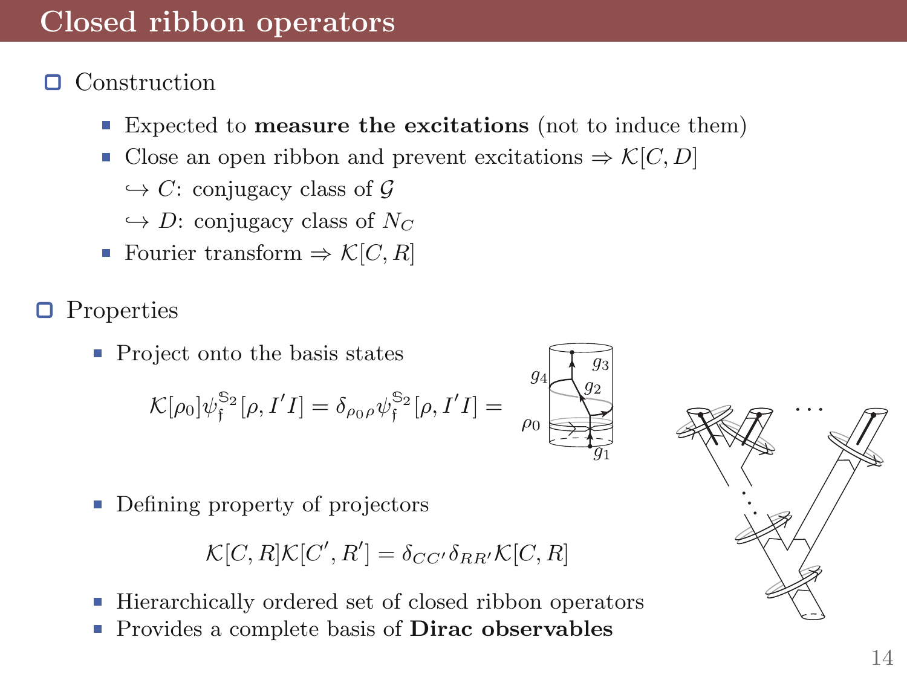# Closed ribbon operators

## Construction

- Expected to **measure the excitations** (not to induce them)
- Close an open ribbon and prevent excitations $\Rightarrow \mathcal{K}[C, D]$
  
  $\hookrightarrow$ $C$: conjugacy class of $\mathcal{G}$
  
  $\hookrightarrow$ $D$: conjugacy class of $N_C$
- Fourier transform $\Rightarrow \mathcal{K}[C, R]$

## Properties

- Project onto the basis states

$$\mathcal{K}[\rho_0]\psi_{\mathfrak{f}}^{\mathbb{S}_2}[\rho, I'I] = \delta_{\rho_0\rho}\psi_{\mathfrak{f}}^{\mathbb{S}_2}[\rho, I'I] =$$

- Defining property of projectors

$$\mathcal{K}[C, R]\mathcal{K}[C', R'] = \delta_{CC'}\delta_{RR'}\mathcal{K}[C, R]$$

- Hierarchically ordered set of closed ribbon operators
- Provides a complete basis of **Dirac observables**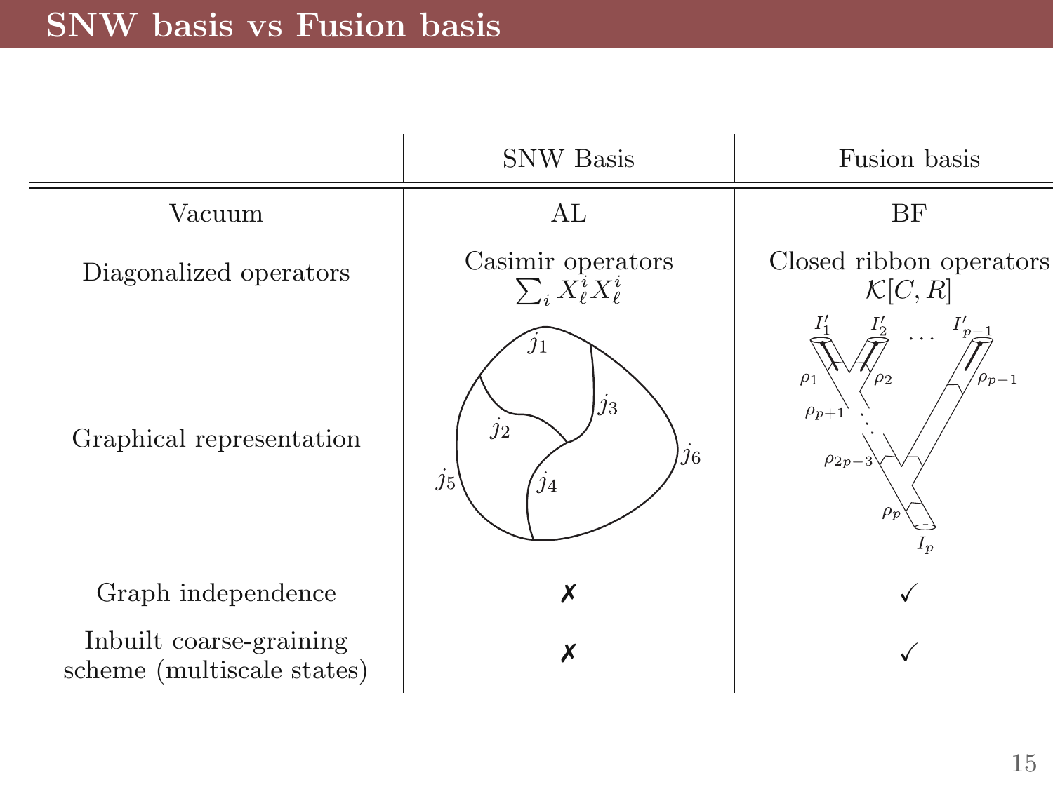# SNW basis vs Fusion basis

| | SNW Basis | Fusion basis |
|---|---|---|
| Vacuum | AL | BF |
| Diagonalized operators | Casimir operators $\sum_i X_\ell^i X_\ell^i$ | Closed ribbon operators $\mathcal{K}[C, R]$ |
| Graphical representation | | |
| Graph independence | ✗ | ✓ |
| Inbuilt coarse-graining scheme (multiscale states) | ✗ | ✓ |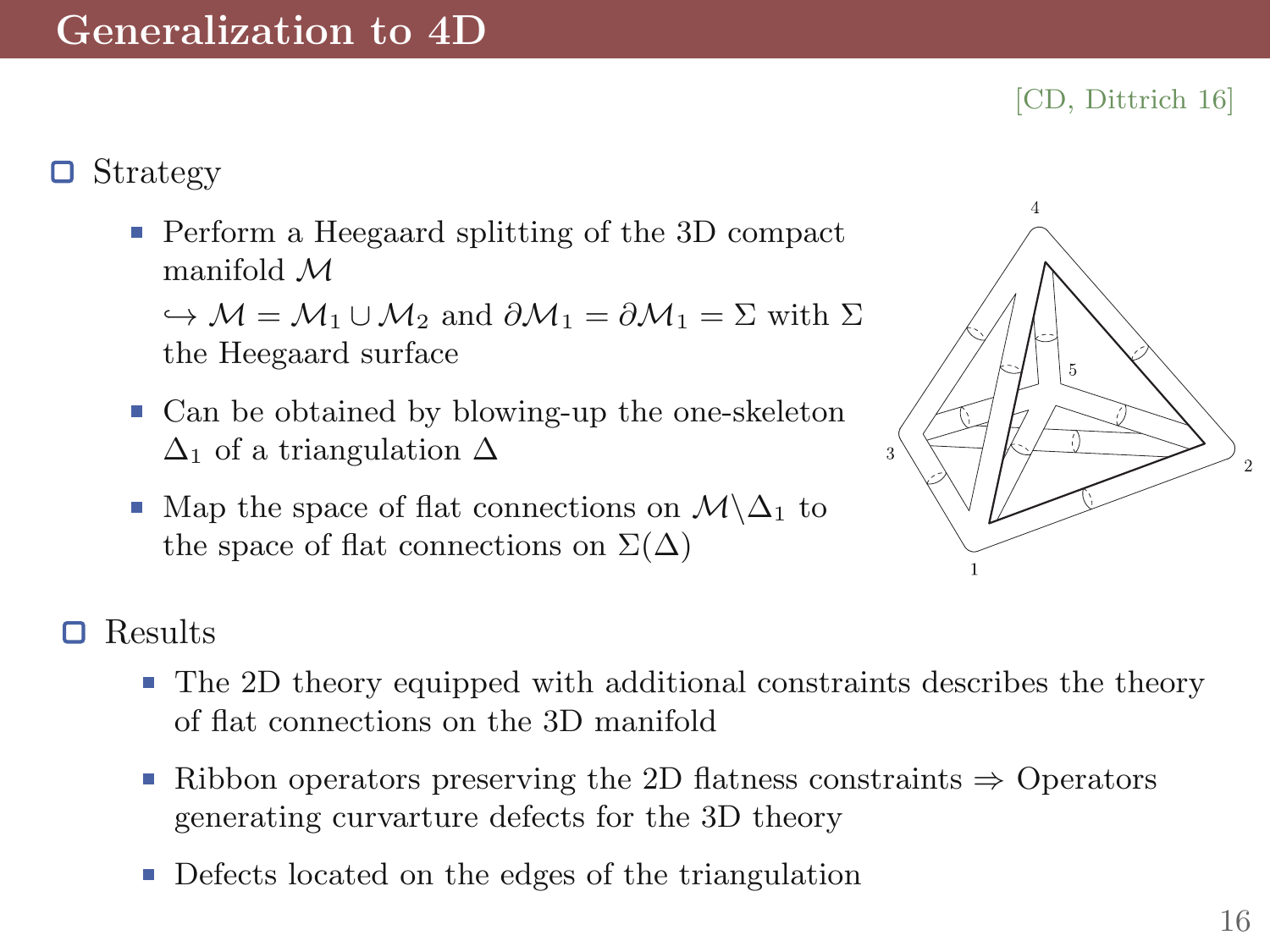# Generalization to 4D

[CD, Dittrich 16]

- Strategy
  - Perform a Heegaard splitting of the 3D compact manifold $\mathcal{M}$
    $\hookrightarrow \mathcal{M} = \mathcal{M}_1 \cup \mathcal{M}_2$ and $\partial\mathcal{M}_1 = \partial\mathcal{M}_1 = \Sigma$ with $\Sigma$ the Heegaard surface
  - Can be obtained by blowing-up the one-skeleton $\Delta_1$ of a triangulation $\Delta$
  - Map the space of flat connections on $\mathcal{M} \backslash \Delta_1$ to the space of flat connections on $\Sigma(\Delta)$

- Results
  - The 2D theory equipped with additional constraints describes the theory of flat connections on the 3D manifold
  - Ribbon operators preserving the 2D flatness constraints $\Rightarrow$ Operators generating curvature defects for the 3D theory
  - Defects located on the edges of the triangulation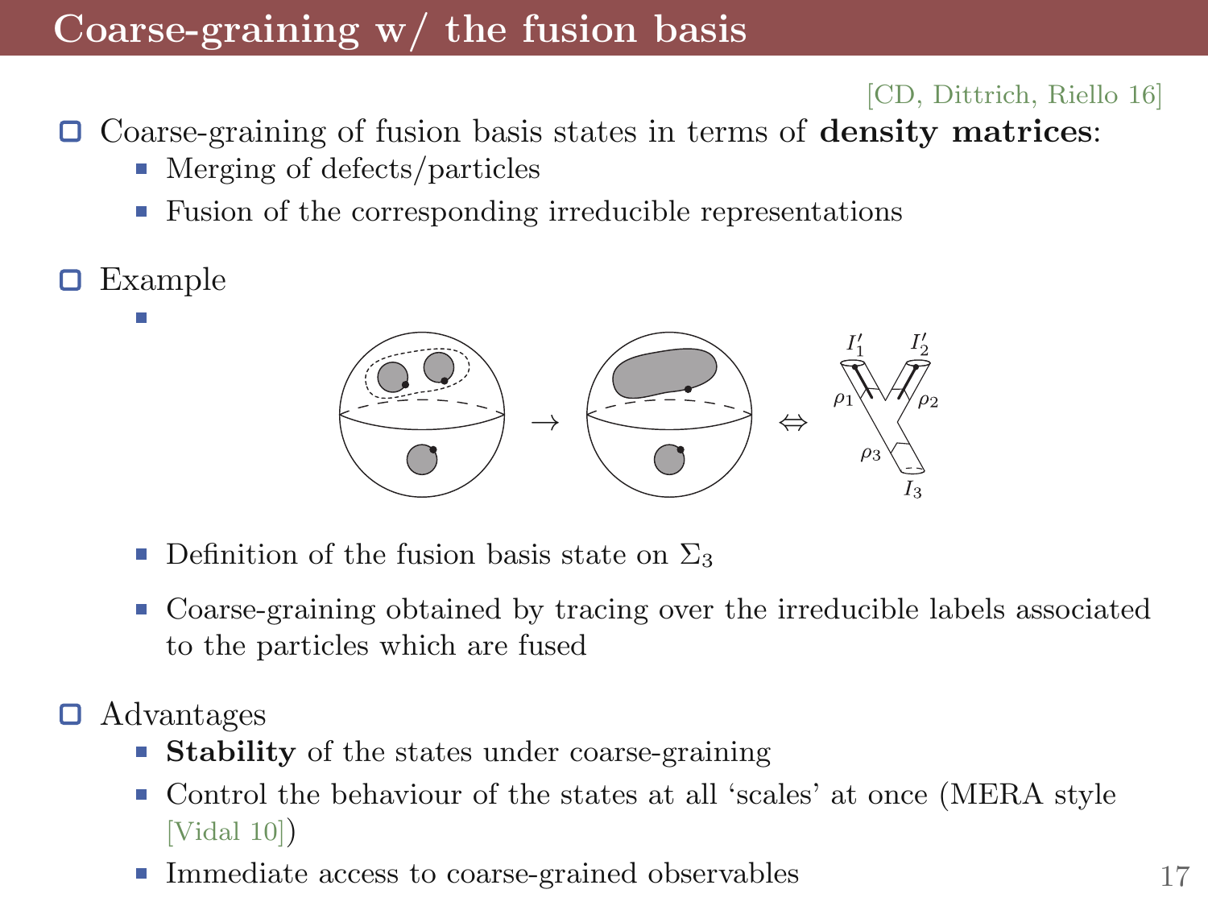# Coarse-graining w/ the fusion basis

[CD, Dittrich, Riello 16]

- Coarse-graining of fusion basis states in terms of **density matrices**:
  - Merging of defects/particles
  - Fusion of the corresponding irreducible representations
- Example
  - Definition of the fusion basis state on $\Sigma_3$
  - Coarse-graining obtained by tracing over the irreducible labels associated to the particles which are fused
- Advantages
  - **Stability** of the states under coarse-graining
  - Control the behaviour of the states at all 'scales' at once (MERA style [Vidal 10])
  - Immediate access to coarse-grained observables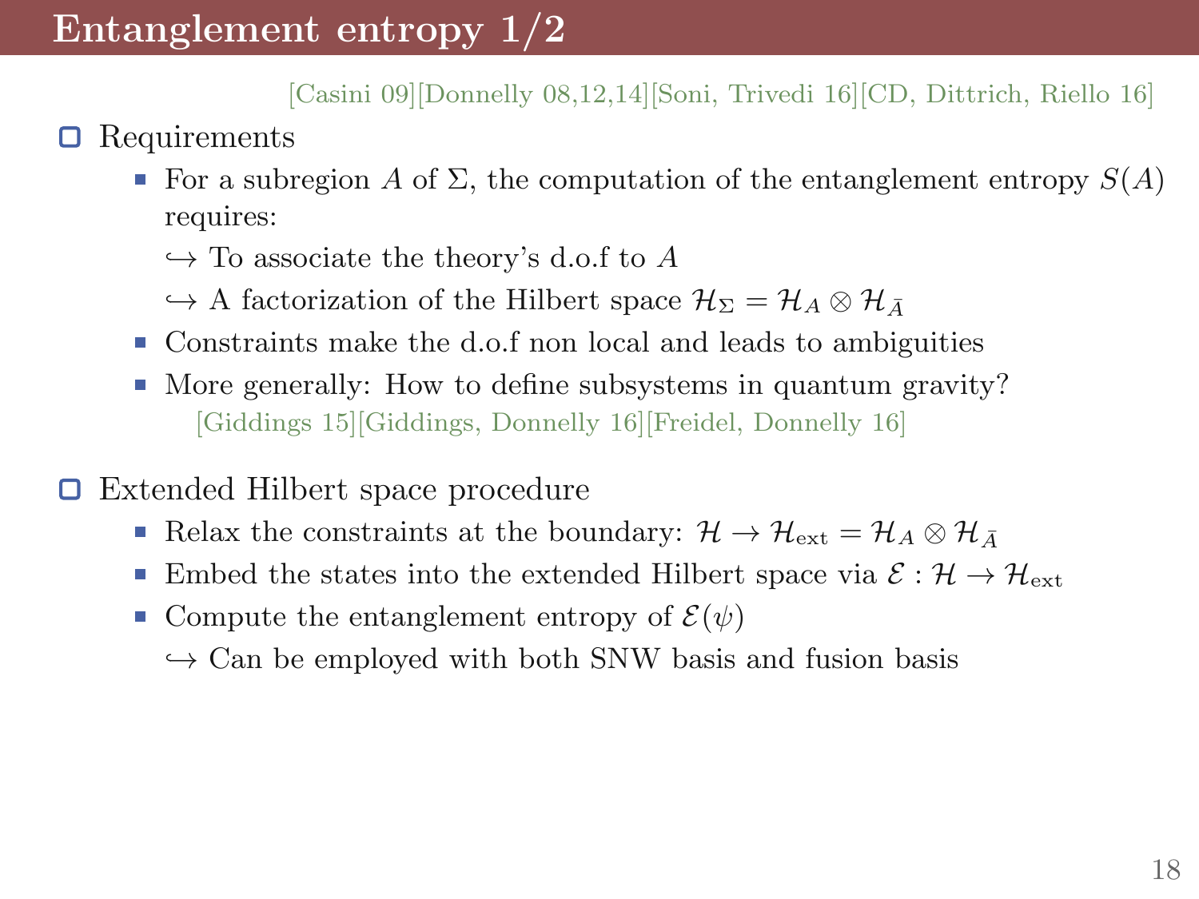# Entanglement entropy 1/2

[Casini 09][Donnelly 08,12,14][Soni, Trivedi 16][CD, Dittrich, Riello 16]

- Requirements
  - For a subregion $A$ of $\Sigma$, the computation of the entanglement entropy $S(A)$ requires:
    
    $\hookrightarrow$ To associate the theory's d.o.f to $A$
    
    $\hookrightarrow$ A factorization of the Hilbert space $\mathcal{H}_\Sigma = \mathcal{H}_A \otimes \mathcal{H}_{\bar{A}}$
  - Constraints make the d.o.f non local and leads to ambiguities
  - More generally: How to define subsystems in quantum gravity?
    
    [Giddings 15][Giddings, Donnelly 16][Freidel, Donnelly 16]

- Extended Hilbert space procedure
  - Relax the constraints at the boundary: $\mathcal{H} \to \mathcal{H}_{\text{ext}} = \mathcal{H}_A \otimes \mathcal{H}_{\bar{A}}$
  - Embed the states into the extended Hilbert space via $\mathcal{E} : \mathcal{H} \to \mathcal{H}_{\text{ext}}$
  - Compute the entanglement entropy of $\mathcal{E}(\psi)$
    
    $\hookrightarrow$ Can be employed with both SNW basis and fusion basis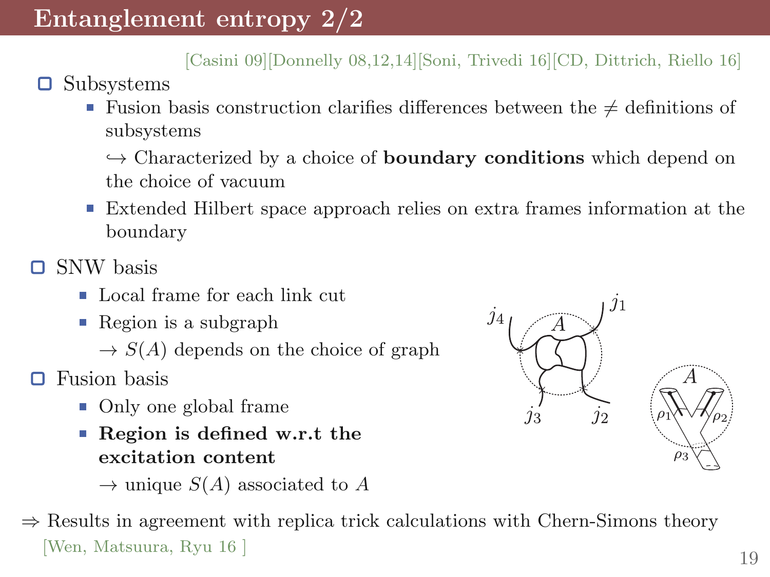# Entanglement entropy 2/2

[Casini 09][Donnelly 08,12,14][Soni, Trivedi 16][CD, Dittrich, Riello 16]

- Subsystems
  - Fusion basis construction clarifies differences between the ≠ definitions of subsystems

    ↪ Characterized by a choice of **boundary conditions** which depend on the choice of vacuum
  - Extended Hilbert space approach relies on extra frames information at the boundary
- SNW basis
  - Local frame for each link cut
  - Region is a subgraph

    → $S(A)$ depends on the choice of graph
- Fusion basis
  - Only one global frame
  - **Region is defined w.r.t the excitation content**

    → unique $S(A)$ associated to $A$

⇒ Results in agreement with replica trick calculations with Chern-Simons theory [Wen, Matsuura, Ryu 16 ]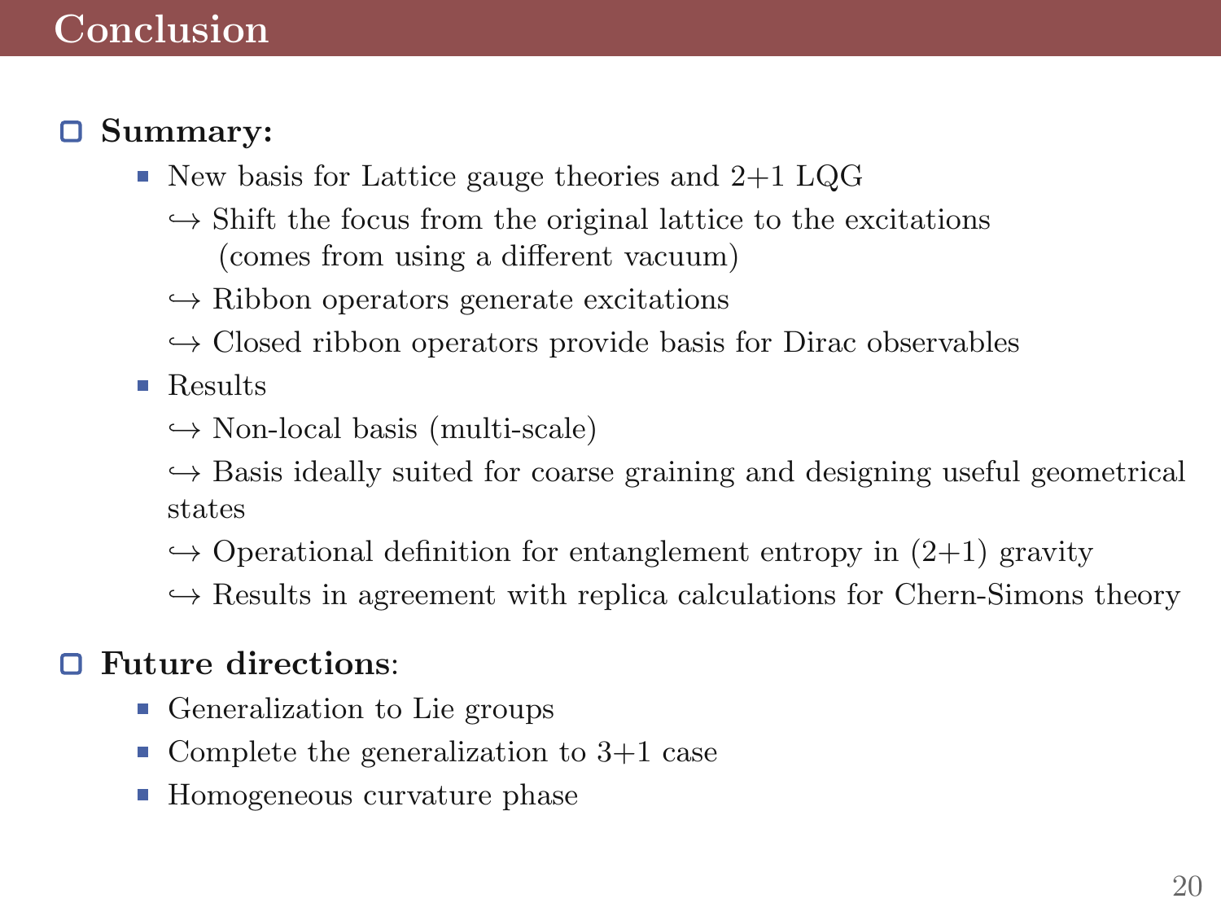# Conclusion

- **Summary:**
  - New basis for Lattice gauge theories and 2+1 LQG
    - ↪ Shift the focus from the original lattice to the excitations (comes from using a different vacuum)
    - ↪ Ribbon operators generate excitations
    - ↪ Closed ribbon operators provide basis for Dirac observables
  - Results
    - ↪ Non-local basis (multi-scale)
    - ↪ Basis ideally suited for coarse graining and designing useful geometrical states
    - ↪ Operational definition for entanglement entropy in (2+1) gravity
    - ↪ Results in agreement with replica calculations for Chern-Simons theory

- **Future directions**:
  - Generalization to Lie groups
  - Complete the generalization to 3+1 case
  - Homogeneous curvature phase